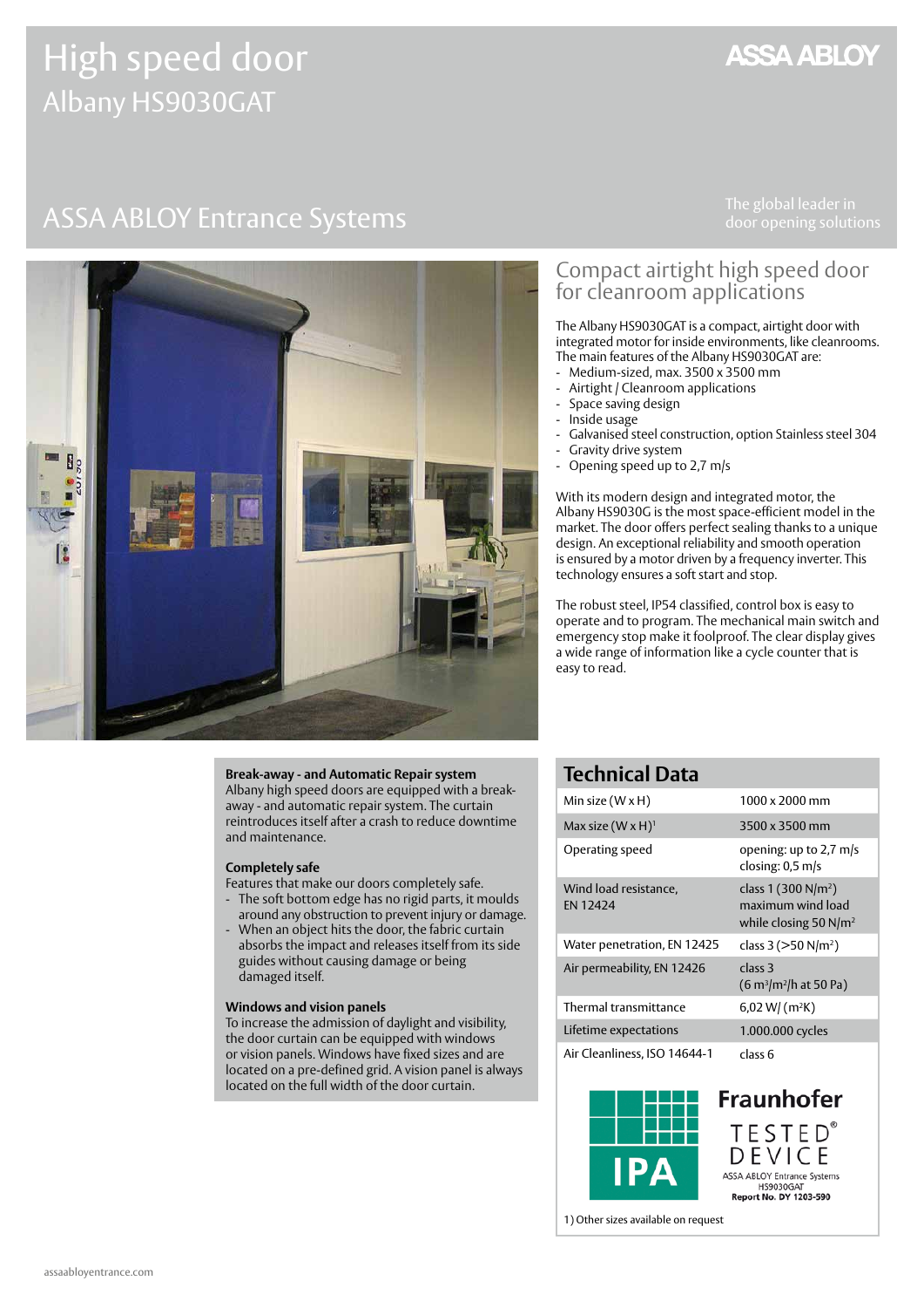# High speed door

## Albany HS9030GAT

ASSA ABLOY

## ASSA ABLOY Entrance Systems

The global leader in door opening solutions

## Compact airtight high speed door for cleanroom applications

The Albany HS9030GAT is a compact, airtight door with integrated motor for inside environments, like cleanrooms. The main features of the Albany HS9030GAT are:

- Medium-sized, max. 3500 x 3500 mm
- Airtight / Cleanroom applications
- Space saving design
- Inside usage
- Galvanised steel construction, option Stainless steel 304
- Gravity drive system
- Opening speed up to 2,7 m/s

With its modern design and integrated motor, the Albany HS9030G is the most space-efficient model in the market. The door offers perfect sealing thanks to a unique design. An exceptional reliability and smooth operation is ensured by a motor driven by a frequency inverter. This technology ensures a soft start and stop.

The robust steel, IP54 classified, control box is easy to operate and to program. The mechanical main switch and emergency stop make it foolproof. The clear display gives a wide range of information like a cycle counter that is easy to read.

**Break-away - and Automatic Repair system**
Albany high speed doors are equipped with a break-away - and automatic repair system. The curtain reintroduces itself after a crash to reduce downtime and maintenance.

**Completely safe**
Features that make our doors completely safe.

- The soft bottom edge has no rigid parts, it moulds around any obstruction to prevent injury or damage.
- When an object hits the door, the fabric curtain absorbs the impact and releases itself from its side guides without causing damage or being damaged itself.

**Windows and vision panels**
To increase the admission of daylight and visibility, the door curtain can be equipped with windows or vision panels. Windows have fixed sizes and are located on a pre-defined grid. A vision panel is always located on the full width of the door curtain.

## Technical Data

| | |
|---|---|
| Min size (W x H) | 1000 x 2000 mm |
| Max size (W x H)[1] | 3500 x 3500 mm |
| Operating speed | opening: up to 2,7 m/s<br>closing: 0,5 m/s |
| Wind load resistance, EN 12424 | class 1 (300 N/m²) maximum wind load while closing 50 N/m² |
| Water penetration, EN 12425 | class 3 (>50 N/m²) |
| Air permeability, EN 12426 | class 3<br>(6 m³/m²/h at 50 Pa) |
| Thermal transmittance | 6,02 W/ (m²K) |
| Lifetime expectations | 1.000.000 cycles |
| Air Cleanliness, ISO 14644-1 | class 6 |

IPA Fraunhofer TESTED® DEVICE
ASSA ABLOY Entrance Systems
HS9030GAT
Report No. DY 1203-590

1) Other sizes available on request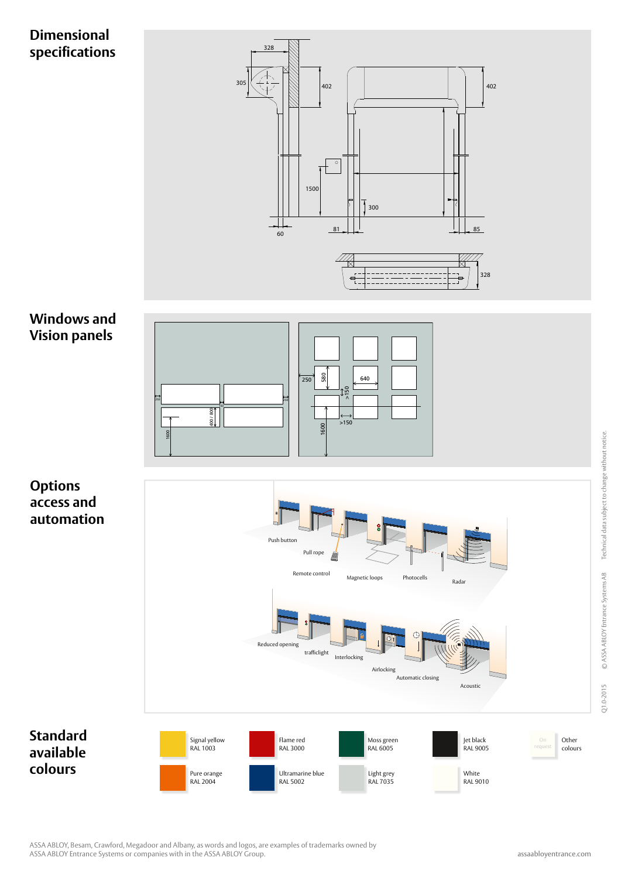## Dimensional specifications

328
305
402
402
1500
300
81
85
60
328

## Windows and Vision panels

400 / 800
1600
250
580
640
>150
>150
1600

## Options access and automation

Push button
Pull rope
Remote control
Magnetic loops
Photocells
Radar
Reduced opening
trafficlight
Interlocking
Airlocking
Automatic closing
Acoustic

## Standard available colours

| | |
|---|---|
| Signal yellow | RAL 1003 |
| Flame red | RAL 3000 |
| Moss green | RAL 6005 |
| Jet black | RAL 9005 |
| On request – Other colours | |
| Pure orange | RAL 2004 |
| Ultramarine blue | RAL 5002 |
| Light grey | RAL 7035 |
| White | RAL 9010 |

ASSA ABLOY, Besam, Crawford, Megadoor and Albany, as words and logos, are examples of trademarks owned by ASSA ABLOY Entrance Systems or companies with in the ASSA ABLOY Group.

assaabloyentrance.com

Q1 0-2015 © ASSA ABLOY Entrance Systems AB Technical data subject to change without notice.